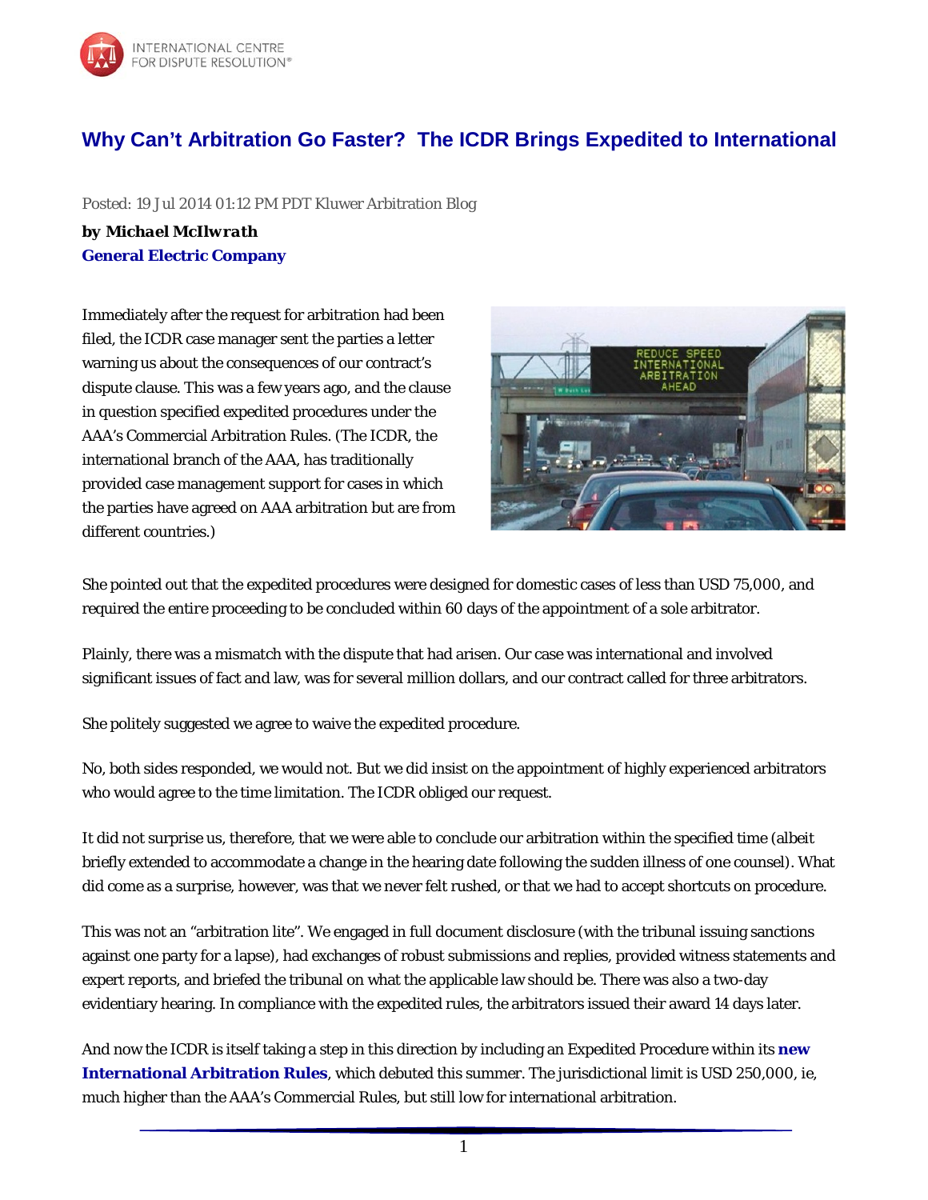# Why Can't Arbitration Go Faster? The ICDR Brings Expedited to International

Posted: 19 Jul 2014 01:12 PM PDT Kluwer Arbitration Blog

***by Michael McIlwrath***
**General Electric Company**

Immediately after the request for arbitration had been filed, the ICDR case manager sent the parties a letter warning us about the consequences of our contract's dispute clause. This was a few years ago, and the clause in question specified expedited procedures under the AAA's Commercial Arbitration Rules. (The ICDR, the international branch of the AAA, has traditionally provided case management support for cases in which the parties have agreed on AAA arbitration but are from different countries.)

She pointed out that the expedited procedures were designed for domestic cases of less than USD 75,000, and required the *entire* proceeding to be concluded within 60 days of the appointment of a sole arbitrator.

Plainly, there was a mismatch with the dispute that had arisen. Our case was international and involved significant issues of fact and law, was for several million dollars, and our contract called for three arbitrators.

She politely suggested we agree to waive the expedited procedure.

No, both sides responded, we would not. But we did insist on the appointment of highly experienced arbitrators who would agree to the time limitation. The ICDR obliged our request.

It did not surprise us, therefore, that we were able to conclude our arbitration within the specified time (albeit briefly extended to accommodate a change in the hearing date following the sudden illness of one counsel). What did come as a surprise, however, was that we never felt rushed, or that we had to accept shortcuts on procedure.

This was not an "arbitration lite". We engaged in full document disclosure (with the tribunal issuing sanctions against one party for a lapse), had exchanges of robust submissions and replies, provided witness statements and expert reports, and briefed the tribunal on what the applicable law should be. There was also a two-day evidentiary hearing. In compliance with the expedited rules, the arbitrators issued their award 14 days later.

And now the ICDR is itself taking a step in this direction by including an Expedited Procedure within its **new International Arbitration Rules**, which debuted this summer. The jurisdictional limit is USD 250,000, ie, much higher than the AAA's Commercial Rules, but still low for international arbitration.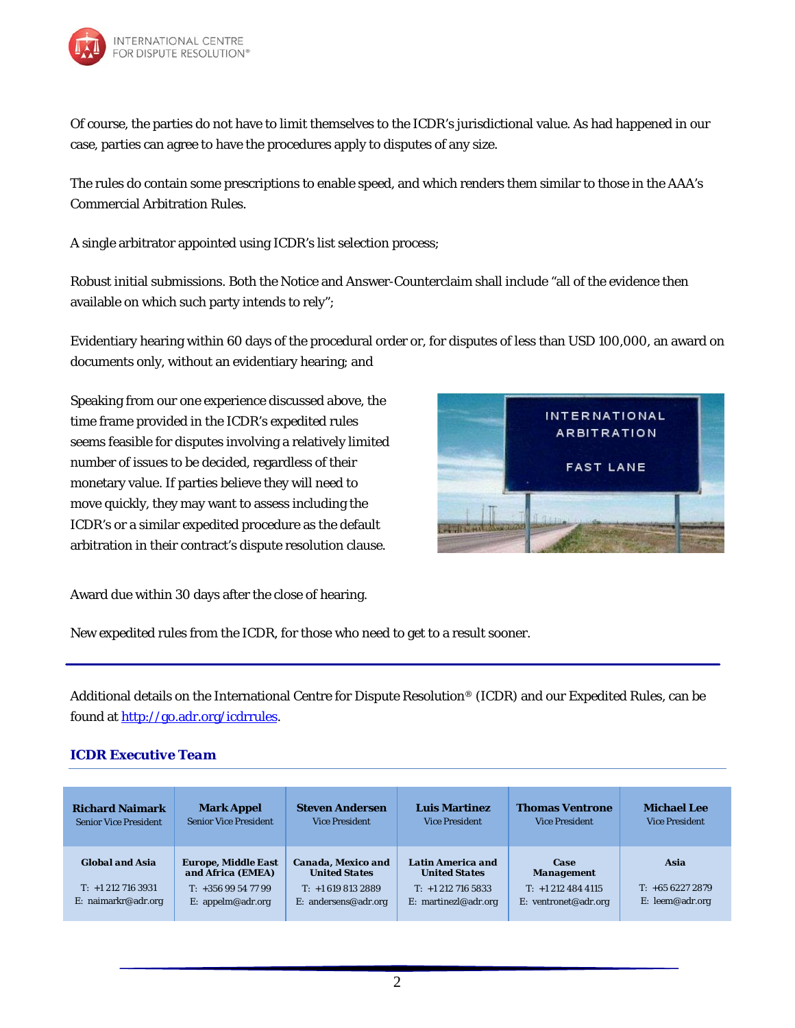Of course, the parties do not have to limit themselves to the ICDR's jurisdictional value. As had happened in our case, parties can agree to have the procedures apply to disputes of any size.

The rules do contain some prescriptions to enable speed, and which renders them similar to those in the AAA's Commercial Arbitration Rules.

A single arbitrator appointed using ICDR's list selection process;

Robust initial submissions. Both the Notice and Answer-Counterclaim shall include "all of the evidence then available on which such party intends to rely";

Evidentiary hearing within 60 days of the procedural order or, for disputes of less than USD 100,000, an award on documents only, without an evidentiary hearing; and

Speaking from our one experience discussed above, the time frame provided in the ICDR's expedited rules seems feasible for disputes involving a relatively limited number of issues to be decided, regardless of their monetary value. If parties believe they will need to move quickly, they may want to assess including the ICDR's or a similar expedited procedure as the default arbitration in their contract's dispute resolution clause.

Award due within 30 days after the close of hearing.

New expedited rules from the ICDR, for those who need to get to a result sooner.

---

Additional details on the International Centre for Dispute Resolution® (ICDR) and our Expedited Rules, can be found at [http://go.adr.org/icdrrules](http://go.adr.org/icdrrules).

### *ICDR Executive Team*

| **Richard Naimark** Senior Vice President | **Mark Appel** Senior Vice President | **Steven Andersen** Vice President | **Luis Martinez** Vice President | **Thomas Ventrone** Vice President | **Michael Lee** Vice President |
|---|---|---|---|---|---|
| **Global and Asia** T: +1 212 716 3931 E: naimarkr@adr.org | **Europe, Middle East and Africa (EMEA)** T: +356 99 54 77 99 E: appelm@adr.org | **Canada, Mexico and United States** T: +1 619 813 2889 E: andersens@adr.org | **Latin America and United States** T: +1 212 716 5833 E: martinezl@adr.org | **Case Management** T: +1 212 484 4115 E: ventronet@adr.org | **Asia** T: +65 6227 2879 E: leem@adr.org |